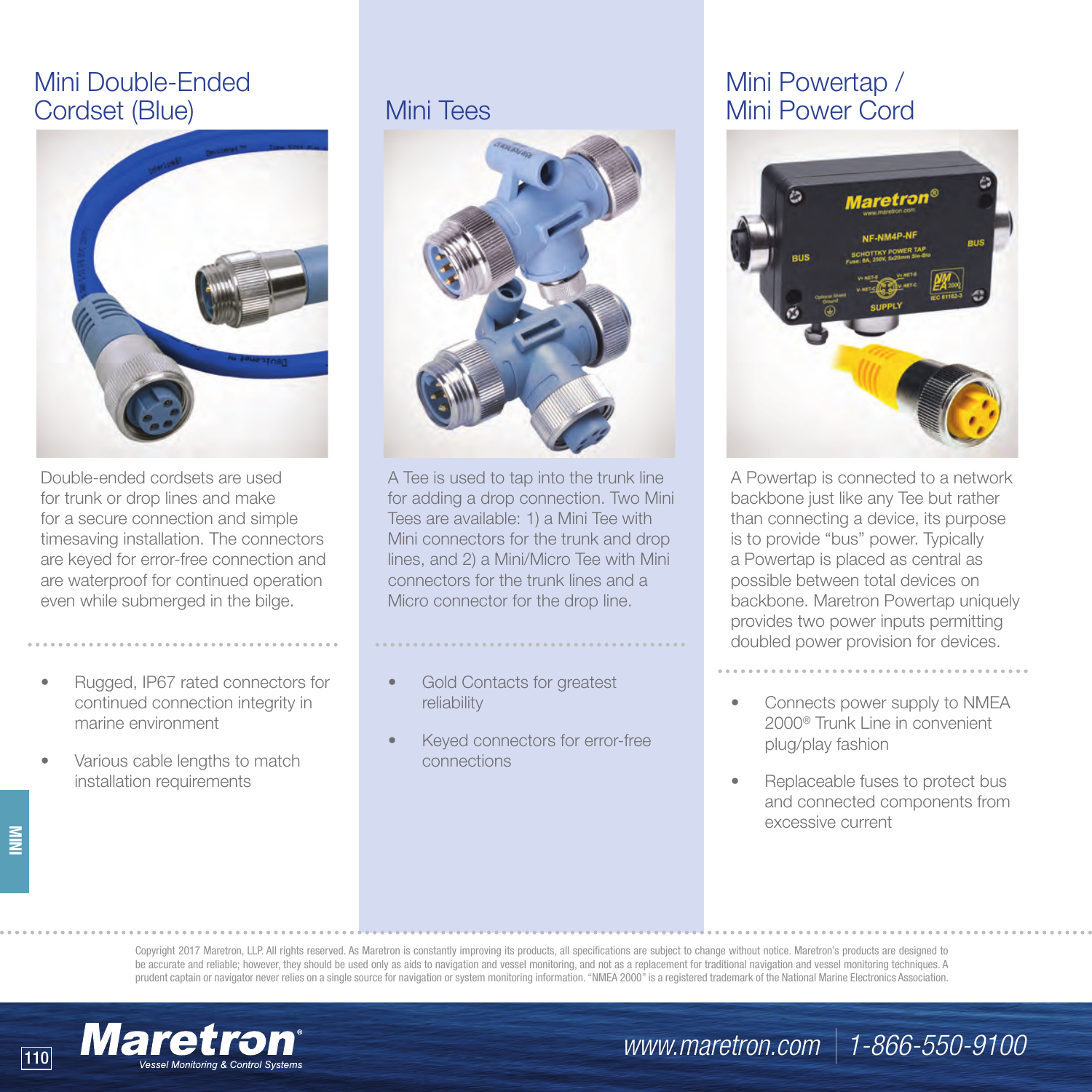## Mini Double-Ended Cordset (Blue)

Double-ended cordsets are used for trunk or drop lines and make for a secure connection and simple timesaving installation. The connectors are keyed for error-free connection and are waterproof for continued operation even while submerged in the bilge.

- Rugged, IP67 rated connectors for continued connection integrity in marine environment
- Various cable lengths to match installation requirements

## Mini Tees

A Tee is used to tap into the trunk line for adding a drop connection. Two Mini Tees are available: 1) a Mini Tee with Mini connectors for the trunk and drop lines, and 2) a Mini/Micro Tee with Mini connectors for the trunk lines and a Micro connector for the drop line.

- Gold Contacts for greatest reliability
- Keyed connectors for error-free connections

## Mini Powertap / Mini Power Cord

A Powertap is connected to a network backbone just like any Tee but rather than connecting a device, its purpose is to provide "bus" power. Typically a Powertap is placed as central as possible between total devices on backbone. Maretron Powertap uniquely provides two power inputs permitting doubled power provision for devices.

- Connects power supply to NMEA 2000® Trunk Line in convenient plug/play fashion
- Replaceable fuses to protect bus and connected components from excessive current

Copyright 2017 Maretron, LLP. All rights reserved. As Maretron is constantly improving its products, all specifications are subject to change without notice. Maretron's products are designed to be accurate and reliable; however, they should be used only as aids to navigation and vessel monitoring, and not as a replacement for traditional navigation and vessel monitoring techniques. A prudent captain or navigator never relies on a single source for navigation or system monitoring information. "NMEA 2000" is a registered trademark of the National Marine Electronics Association.

**Maretron®** *Vessel Monitoring & Control Systems*

www.maretron.com | 1-866-550-9100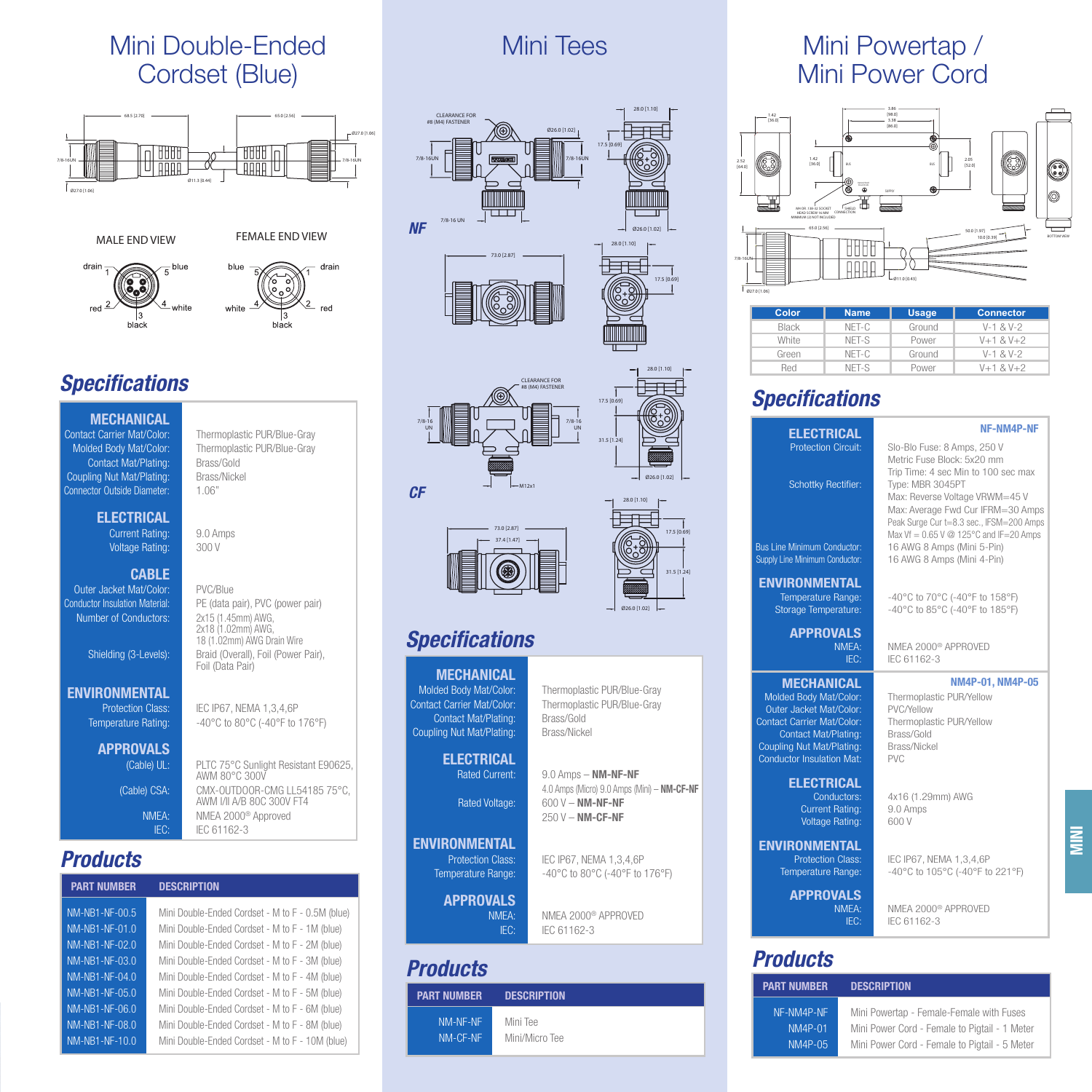# Mini Double-Ended Cordset (Blue)

MALE END VIEW

drain 1, blue 5, red 2, white 4, black 3

FEMALE END VIEW

blue 5, drain 1, white 4, red 2, black 3

## Specifications

| | |
|---|---|
| **MECHANICAL** | |
| Contact Carrier Mat/Color: | Thermoplastic PUR/Blue-Gray |
| Molded Body Mat/Color: | Thermoplastic PUR/Blue-Gray |
| Contact Mat/Plating: | Brass/Gold |
| Coupling Nut Mat/Plating: | Brass/Nickel |
| Connector Outside Diameter: | 1.06" |
| **ELECTRICAL** | |
| Current Rating: | 9.0 Amps |
| Voltage Rating: | 300 V |
| **CABLE** | |
| Outer Jacket Mat/Color: | PVC/Blue |
| Conductor Insulation Material: | PE (data pair), PVC (power pair) |
| Number of Conductors: | 2x15 (1.45mm) AWG, 2x18 (1.02mm) AWG, 18 (1.02mm) AWG Drain Wire |
| Shielding (3-Levels): | Braid (Overall), Foil (Power Pair), Foil (Data Pair) |
| **ENVIRONMENTAL** | |
| Protection Class: | IEC IP67, NEMA 1,3,4,6P |
| Temperature Rating: | -40°C to 80°C (-40°F to 176°F) |
| **APPROVALS** | |
| (Cable) UL: | PLTC 75°C Sunlight Resistant E90625, AWM 80°C 300V |
| (Cable) CSA: | CMX-OUTDOOR-CMG LL54185 75°C, AWM I/II A/B 80C 300V FT4 |
| NMEA: | NMEA 2000® Approved |
| IEC: | IEC 61162-3 |

## Products

| PART NUMBER | DESCRIPTION |
|---|---|
| NM-NB1-NF-00.5 | Mini Double-Ended Cordset - M to F - 0.5M (blue) |
| NM-NB1-NF-01.0 | Mini Double-Ended Cordset - M to F - 1M (blue) |
| NM-NB1-NF-02.0 | Mini Double-Ended Cordset - M to F - 2M (blue) |
| NM-NB1-NF-03.0 | Mini Double-Ended Cordset - M to F - 3M (blue) |
| NM-NB1-NF-04.0 | Mini Double-Ended Cordset - M to F - 4M (blue) |
| NM-NB1-NF-05.0 | Mini Double-Ended Cordset - M to F - 5M (blue) |
| NM-NB1-NF-06.0 | Mini Double-Ended Cordset - M to F - 6M (blue) |
| NM-NB1-NF-08.0 | Mini Double-Ended Cordset - M to F - 8M (blue) |
| NM-NB1-NF-10.0 | Mini Double-Ended Cordset - M to F - 10M (blue) |

# Mini Tees

NF

CF

## Specifications

| | |
|---|---|
| **MECHANICAL** | |
| Molded Body Mat/Color: | Thermoplastic PUR/Blue-Gray |
| Contact Carrier Mat/Color: | Thermoplastic PUR/Blue-Gray |
| Contact Mat/Plating: | Brass/Gold |
| Coupling Nut Mat/Plating: | Brass/Nickel |
| **ELECTRICAL** | |
| Rated Current: | 9.0 Amps – **NM-NF-NF**<br>4.0 Amps (Micro) 9.0 Amps (Mini) – **NM-CF-NF** |
| Rated Voltage: | 600 V – **NM-NF-NF**<br>250 V – **NM-CF-NF** |
| **ENVIRONMENTAL** | |
| Protection Class: | IEC IP67, NEMA 1,3,4,6P |
| Temperature Range: | -40°C to 80°C (-40°F to 176°F) |
| **APPROVALS** | |
| NMEA: | NMEA 2000® APPROVED |
| IEC: | IEC 61162-3 |

## Products

| PART NUMBER | DESCRIPTION |
|---|---|
| NM-NF-NF | Mini Tee |
| NM-CF-NF | Mini/Micro Tee |

# Mini Powertap / Mini Power Cord

| Color | Name | Usage | Connector |
|---|---|---|---|
| Black | NET-C | Ground | V-1 & V-2 |
| White | NET-S | Power | V+1 & V+2 |
| Green | NET-C | Ground | V-1 & V-2 |
| Red | NET-S | Power | V+1 & V+2 |

## Specifications

| | **NF-NM4P-NF** |
|---|---|
| **ELECTRICAL** | |
| Protection Circuit: | Slo-Blo Fuse: 8 Amps, 250 V<br>Metric Fuse Block: 5x20 mm<br>Trip Time: 4 sec Min to 100 sec max |
| Schottky Rectifier: | Type: MBR 3045PT<br>Max: Reverse Voltage VRWM=45 V<br>Max: Average Fwd Cur IFRM=30 Amps<br>Peak Surge Cur t=8.3 sec., IFSM=200 Amps<br>Max Vf = 0.65 V @ 125°C and IF=20 Amps |
| Bus Line Minimum Conductor: | 16 AWG 8 Amps (Mini 5-Pin) |
| Supply Line Minimum Conductor: | 16 AWG 8 Amps (Mini 4-Pin) |
| **ENVIRONMENTAL** | |
| Temperature Range: | -40°C to 70°C (-40°F to 158°F) |
| Storage Temperature: | -40°C to 85°C (-40°F to 185°F) |
| **APPROVALS** | |
| NMEA: | NMEA 2000® APPROVED |
| IEC: | IEC 61162-3 |

| | **NM4P-01, NM4P-05** |
|---|---|
| **MECHANICAL** | |
| Molded Body Mat/Color: | Thermoplastic PUR/Yellow |
| Outer Jacket Mat/Color: | PVC/Yellow |
| Contact Carrier Mat/Color: | Thermoplastic PUR/Yellow |
| Contact Mat/Plating: | Brass/Gold |
| Coupling Nut Mat/Plating: | Brass/Nickel |
| Conductor Insulation Mat: | PVC |
| **ELECTRICAL** | |
| Conductors: | 4x16 (1.29mm) AWG |
| Current Rating: | 9.0 Amps |
| Voltage Rating: | 600 V |
| **ENVIRONMENTAL** | |
| Protection Class: | IEC IP67, NEMA 1,3,4,6P |
| Temperature Range: | -40°C to 105°C (-40°F to 221°F) |
| **APPROVALS** | |
| NMEA: | NMEA 2000® APPROVED |
| IEC: | IEC 61162-3 |

## Products

| PART NUMBER | DESCRIPTION |
|---|---|
| NF-NM4P-NF | Mini Powertap - Female-Female with Fuses |
| NM4P-01 | Mini Power Cord - Female to Pigtail - 1 Meter |
| NM4P-05 | Mini Power Cord - Female to Pigtail - 5 Meter |